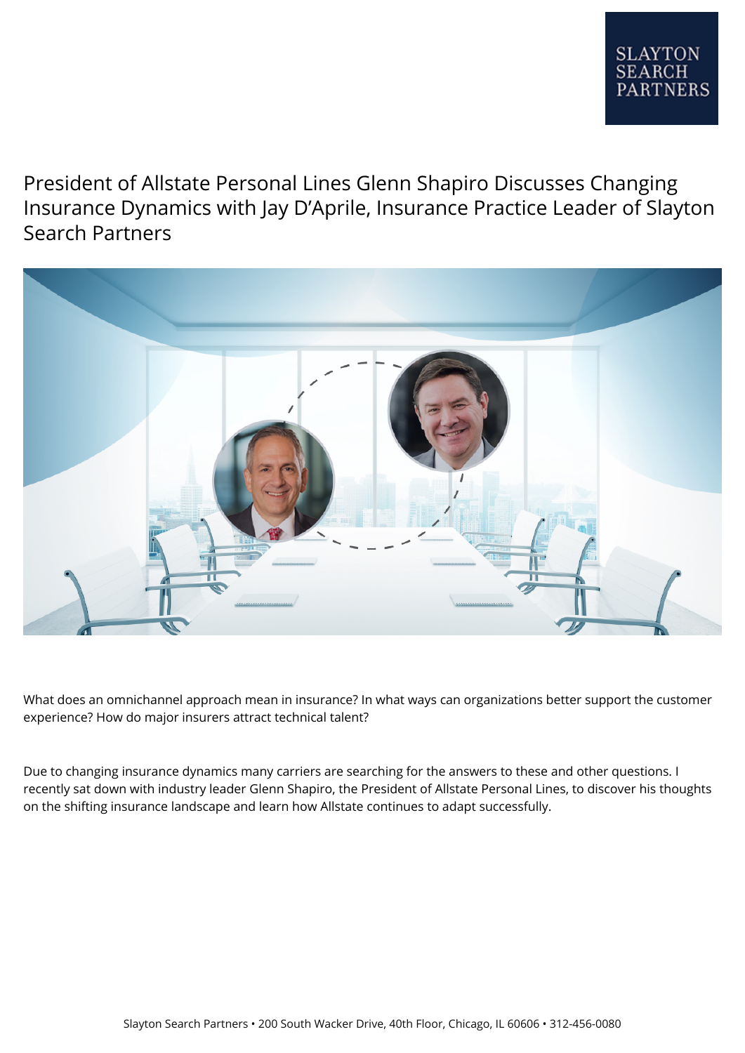SLAYTON SEARCH PARTNERS

# President of Allstate Personal Lines Glenn Shapiro Discusses Changing Insurance Dynamics with Jay D'Aprile, Insurance Practice Leader of Slayton Search Partners

What does an omnichannel approach mean in insurance? In what ways can organizations better support the customer experience? How do major insurers attract technical talent?

Due to changing insurance dynamics many carriers are searching for the answers to these and other questions. I recently sat down with industry leader Glenn Shapiro, the President of Allstate Personal Lines, to discover his thoughts on the shifting insurance landscape and learn how Allstate continues to adapt successfully.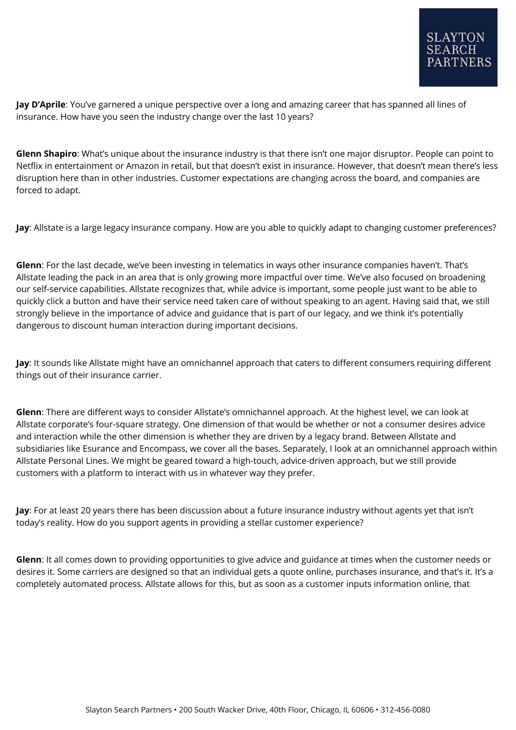**Jay D'Aprile**: You've garnered a unique perspective over a long and amazing career that has spanned all lines of insurance. How have you seen the industry change over the last 10 years?

**Glenn Shapiro**: What's unique about the insurance industry is that there isn't one major disruptor. People can point to Netflix in entertainment or Amazon in retail, but that doesn't exist in insurance. However, that doesn't mean there's less disruption here than in other industries. Customer expectations are changing across the board, and companies are forced to adapt.

**Jay**: Allstate is a large legacy insurance company. How are you able to quickly adapt to changing customer preferences?

**Glenn**: For the last decade, we've been investing in telematics in ways other insurance companies haven't. That's Allstate leading the pack in an area that is only growing more impactful over time. We've also focused on broadening our self-service capabilities. Allstate recognizes that, while advice is important, some people just want to be able to quickly click a button and have their service need taken care of without speaking to an agent. Having said that, we still strongly believe in the importance of advice and guidance that is part of our legacy, and we think it's potentially dangerous to discount human interaction during important decisions.

**Jay**: It sounds like Allstate might have an omnichannel approach that caters to different consumers requiring different things out of their insurance carrier.

**Glenn**: There are different ways to consider Allstate's omnichannel approach. At the highest level, we can look at Allstate corporate's four-square strategy. One dimension of that would be whether or not a consumer desires advice and interaction while the other dimension is whether they are driven by a legacy brand. Between Allstate and subsidiaries like Esurance and Encompass, we cover all the bases. Separately, I look at an omnichannel approach within Allstate Personal Lines. We might be geared toward a high-touch, advice-driven approach, but we still provide customers with a platform to interact with us in whatever way they prefer.

**Jay**: For at least 20 years there has been discussion about a future insurance industry without agents yet that isn't today's reality. How do you support agents in providing a stellar customer experience?

**Glenn**: It all comes down to providing opportunities to give advice and guidance at times when the customer needs or desires it. Some carriers are designed so that an individual gets a quote online, purchases insurance, and that's it. It's a completely automated process. Allstate allows for this, but as soon as a customer inputs information online, that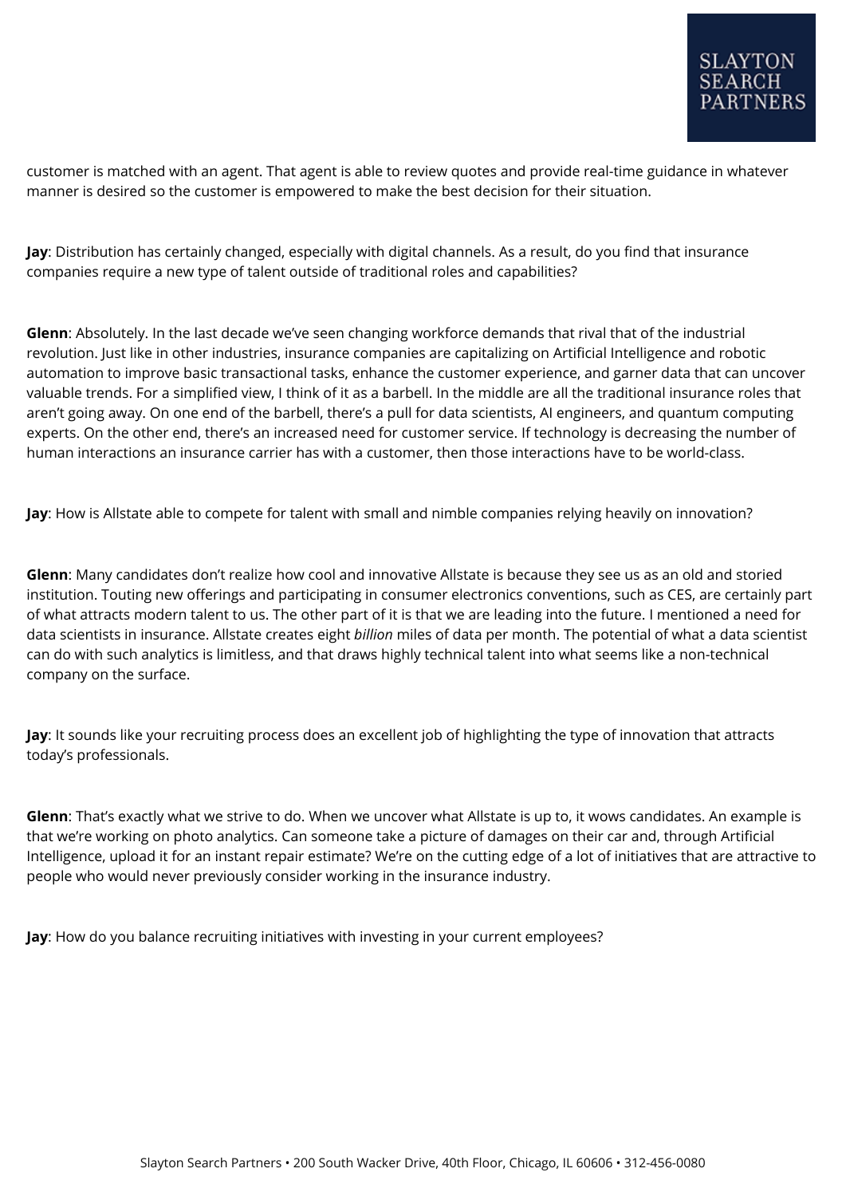customer is matched with an agent. That agent is able to review quotes and provide real-time guidance in whatever manner is desired so the customer is empowered to make the best decision for their situation.

**Jay**: Distribution has certainly changed, especially with digital channels. As a result, do you find that insurance companies require a new type of talent outside of traditional roles and capabilities?

**Glenn**: Absolutely. In the last decade we've seen changing workforce demands that rival that of the industrial revolution. Just like in other industries, insurance companies are capitalizing on Artificial Intelligence and robotic automation to improve basic transactional tasks, enhance the customer experience, and garner data that can uncover valuable trends. For a simplified view, I think of it as a barbell. In the middle are all the traditional insurance roles that aren't going away. On one end of the barbell, there's a pull for data scientists, AI engineers, and quantum computing experts. On the other end, there's an increased need for customer service. If technology is decreasing the number of human interactions an insurance carrier has with a customer, then those interactions have to be world-class.

**Jay**: How is Allstate able to compete for talent with small and nimble companies relying heavily on innovation?

**Glenn**: Many candidates don't realize how cool and innovative Allstate is because they see us as an old and storied institution. Touting new offerings and participating in consumer electronics conventions, such as CES, are certainly part of what attracts modern talent to us. The other part of it is that we are leading into the future. I mentioned a need for data scientists in insurance. Allstate creates eight *billion* miles of data per month. The potential of what a data scientist can do with such analytics is limitless, and that draws highly technical talent into what seems like a non-technical company on the surface.

**Jay**: It sounds like your recruiting process does an excellent job of highlighting the type of innovation that attracts today's professionals.

**Glenn**: That's exactly what we strive to do. When we uncover what Allstate is up to, it wows candidates. An example is that we're working on photo analytics. Can someone take a picture of damages on their car and, through Artificial Intelligence, upload it for an instant repair estimate? We're on the cutting edge of a lot of initiatives that are attractive to people who would never previously consider working in the insurance industry.

**Jay**: How do you balance recruiting initiatives with investing in your current employees?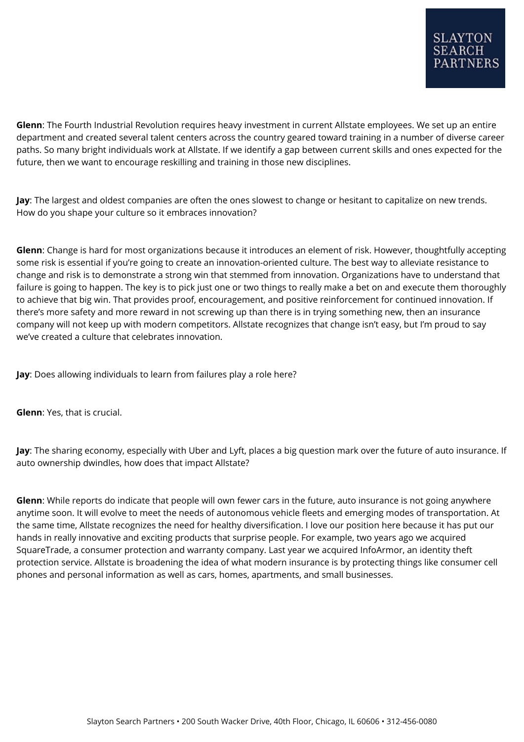**Glenn**: The Fourth Industrial Revolution requires heavy investment in current Allstate employees. We set up an entire department and created several talent centers across the country geared toward training in a number of diverse career paths. So many bright individuals work at Allstate. If we identify a gap between current skills and ones expected for the future, then we want to encourage reskilling and training in those new disciplines.

**Jay**: The largest and oldest companies are often the ones slowest to change or hesitant to capitalize on new trends. How do you shape your culture so it embraces innovation?

**Glenn**: Change is hard for most organizations because it introduces an element of risk. However, thoughtfully accepting some risk is essential if you're going to create an innovation-oriented culture. The best way to alleviate resistance to change and risk is to demonstrate a strong win that stemmed from innovation. Organizations have to understand that failure is going to happen. The key is to pick just one or two things to really make a bet on and execute them thoroughly to achieve that big win. That provides proof, encouragement, and positive reinforcement for continued innovation. If there's more safety and more reward in not screwing up than there is in trying something new, then an insurance company will not keep up with modern competitors. Allstate recognizes that change isn't easy, but I'm proud to say we've created a culture that celebrates innovation.

**Jay**: Does allowing individuals to learn from failures play a role here?

**Glenn**: Yes, that is crucial.

**Jay**: The sharing economy, especially with Uber and Lyft, places a big question mark over the future of auto insurance. If auto ownership dwindles, how does that impact Allstate?

**Glenn**: While reports do indicate that people will own fewer cars in the future, auto insurance is not going anywhere anytime soon. It will evolve to meet the needs of autonomous vehicle fleets and emerging modes of transportation. At the same time, Allstate recognizes the need for healthy diversification. I love our position here because it has put our hands in really innovative and exciting products that surprise people. For example, two years ago we acquired SquareTrade, a consumer protection and warranty company. Last year we acquired InfoArmor, an identity theft protection service. Allstate is broadening the idea of what modern insurance is by protecting things like consumer cell phones and personal information as well as cars, homes, apartments, and small businesses.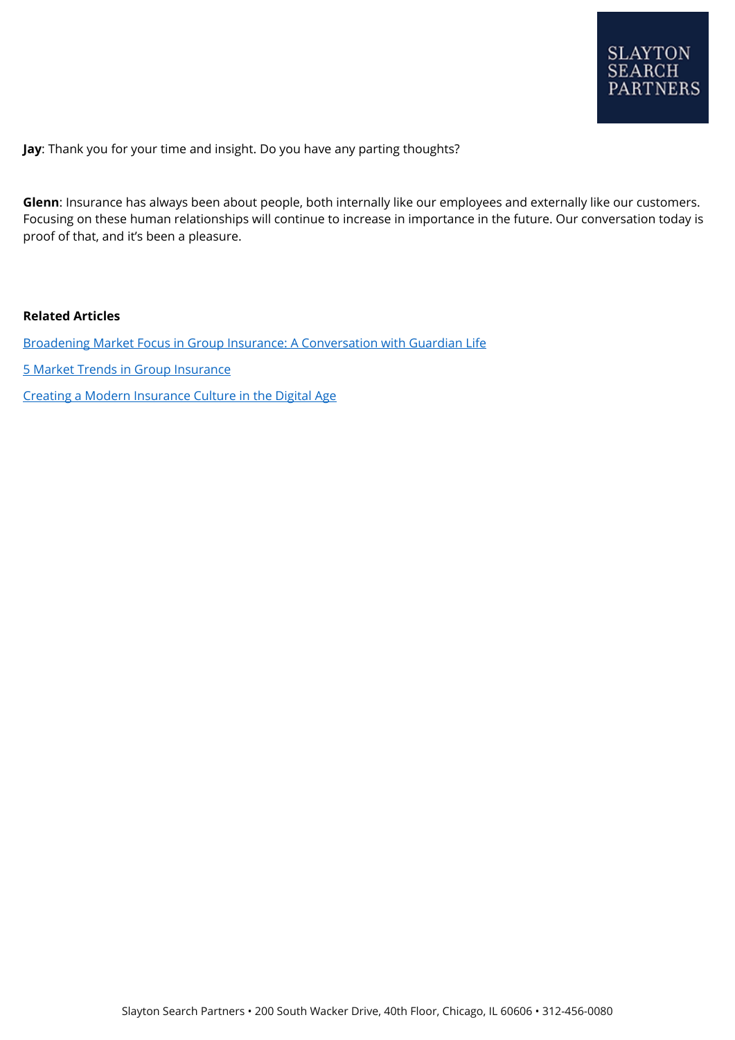**Jay**: Thank you for your time and insight. Do you have any parting thoughts?

**Glenn**: Insurance has always been about people, both internally like our employees and externally like our customers. Focusing on these human relationships will continue to increase in importance in the future. Our conversation today is proof of that, and it's been a pleasure.

**Related Articles**

Broadening Market Focus in Group Insurance: A Conversation with Guardian Life

5 Market Trends in Group Insurance

Creating a Modern Insurance Culture in the Digital Age